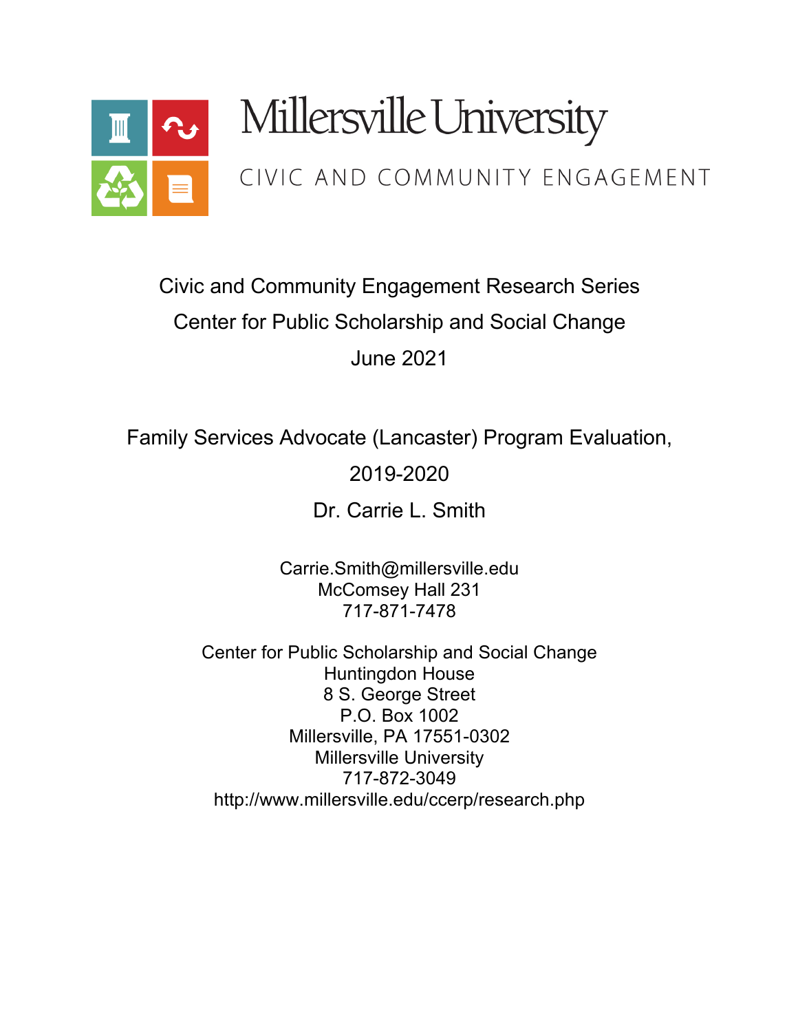Millersville University

CIVIC AND COMMUNITY ENGAGEMENT

Civic and Community Engagement Research Series

Center for Public Scholarship and Social Change

June 2021

# Family Services Advocate (Lancaster) Program Evaluation, 2019-2020

Dr. Carrie L. Smith

Carrie.Smith@millersville.edu
McComsey Hall 231
717-871-7478

Center for Public Scholarship and Social Change
Huntingdon House
8 S. George Street
P.O. Box 1002
Millersville, PA 17551-0302
Millersville University
717-872-3049
http://www.millersville.edu/ccerp/research.php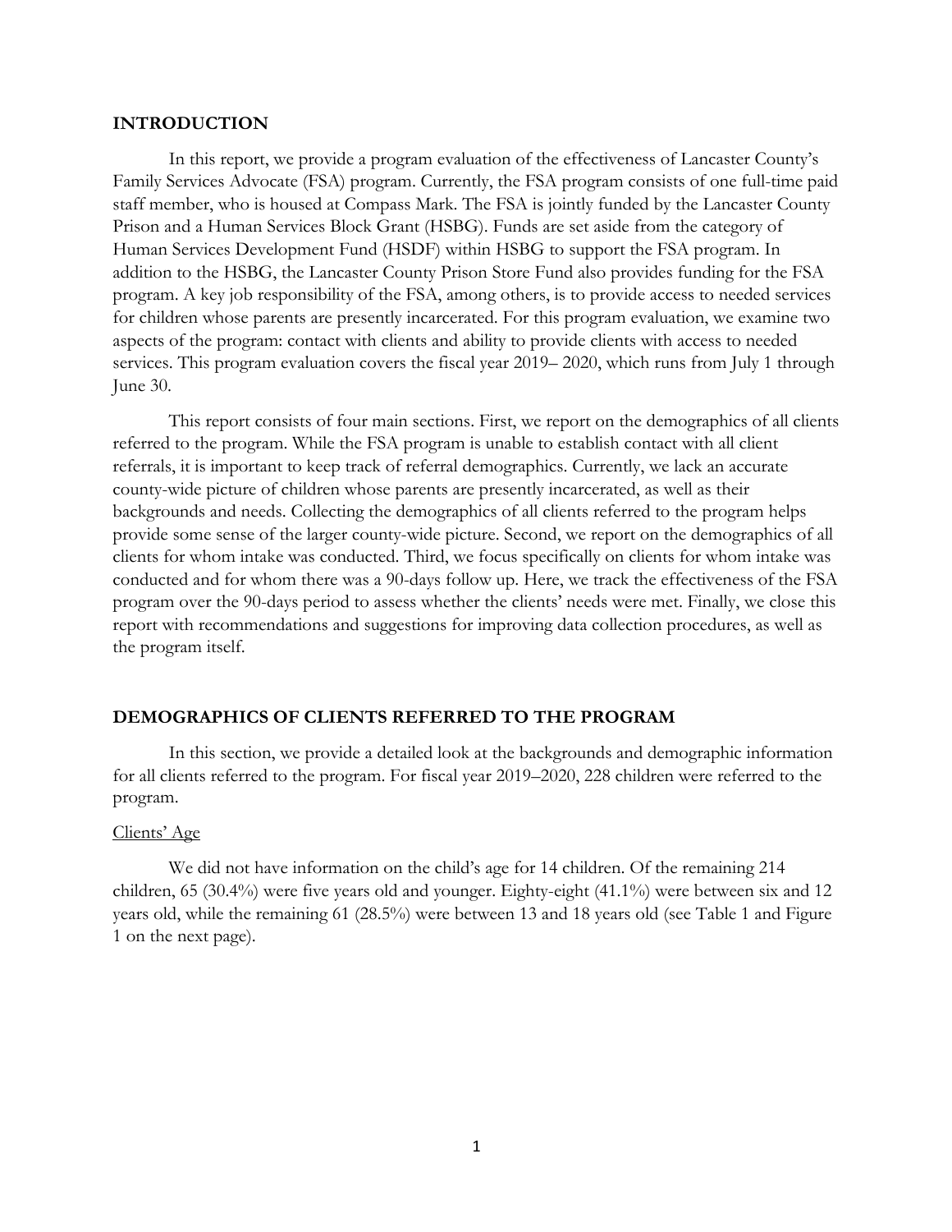## INTRODUCTION

In this report, we provide a program evaluation of the effectiveness of Lancaster County's Family Services Advocate (FSA) program. Currently, the FSA program consists of one full-time paid staff member, who is housed at Compass Mark. The FSA is jointly funded by the Lancaster County Prison and a Human Services Block Grant (HSBG). Funds are set aside from the category of Human Services Development Fund (HSDF) within HSBG to support the FSA program. In addition to the HSBG, the Lancaster County Prison Store Fund also provides funding for the FSA program. A key job responsibility of the FSA, among others, is to provide access to needed services for children whose parents are presently incarcerated. For this program evaluation, we examine two aspects of the program: contact with clients and ability to provide clients with access to needed services. This program evaluation covers the fiscal year 2019– 2020, which runs from July 1 through June 30.

This report consists of four main sections. First, we report on the demographics of all clients referred to the program. While the FSA program is unable to establish contact with all client referrals, it is important to keep track of referral demographics. Currently, we lack an accurate county-wide picture of children whose parents are presently incarcerated, as well as their backgrounds and needs. Collecting the demographics of all clients referred to the program helps provide some sense of the larger county-wide picture. Second, we report on the demographics of all clients for whom intake was conducted. Third, we focus specifically on clients for whom intake was conducted and for whom there was a 90-days follow up. Here, we track the effectiveness of the FSA program over the 90-days period to assess whether the clients' needs were met. Finally, we close this report with recommendations and suggestions for improving data collection procedures, as well as the program itself.

## DEMOGRAPHICS OF CLIENTS REFERRED TO THE PROGRAM

In this section, we provide a detailed look at the backgrounds and demographic information for all clients referred to the program. For fiscal year 2019–2020, 228 children were referred to the program.

### Clients' Age

We did not have information on the child's age for 14 children. Of the remaining 214 children, 65 (30.4%) were five years old and younger. Eighty-eight (41.1%) were between six and 12 years old, while the remaining 61 (28.5%) were between 13 and 18 years old (see Table 1 and Figure 1 on the next page).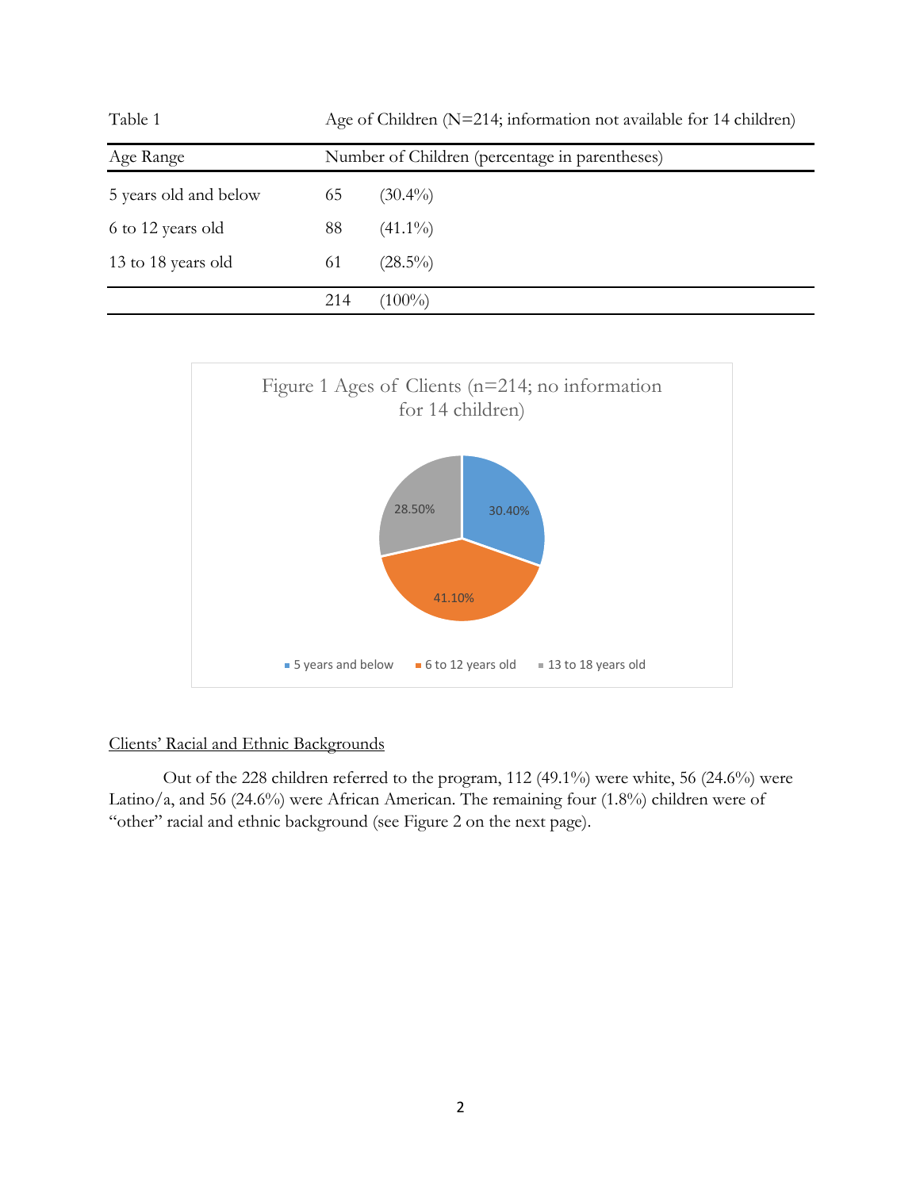Table 1 Age of Children (N=214; information not available for 14 children)

| Age Range | Number of Children (percentage in parentheses) | |
|---|---|---|
| 5 years old and below | 65 | (30.4%) |
| 6 to 12 years old | 88 | (41.1%) |
| 13 to 18 years old | 61 | (28.5%) |
| | 214 | (100%) |

Figure 1 Ages of Clients (n=214; no information for 14 children)

| Age Range | Percentage |
|---|---|
| 5 years and below | 30.40% |
| 6 to 12 years old | 41.10% |
| 13 to 18 years old | 28.50% |

Clients' Racial and Ethnic Backgrounds

Out of the 228 children referred to the program, 112 (49.1%) were white, 56 (24.6%) were Latino/a, and 56 (24.6%) were African American. The remaining four (1.8%) children were of "other" racial and ethnic background (see Figure 2 on the next page).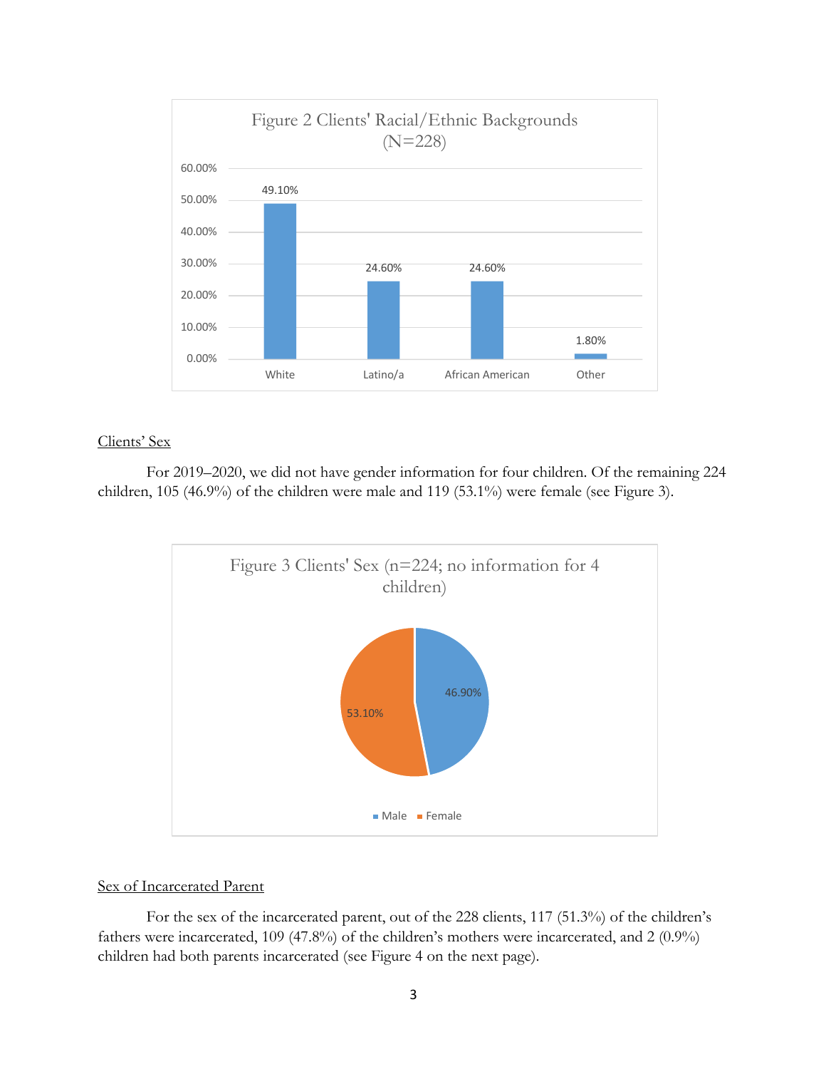Figure 2 Clients' Racial/Ethnic Backgrounds (N=228)

| Race/Ethnicity | Percentage |
|---|---|
| White | 49.10% |
| Latino/a | 24.60% |
| African American | 24.60% |
| Other | 1.80% |

Clients' Sex

For 2019–2020, we did not have gender information for four children. Of the remaining 224 children, 105 (46.9%) of the children were male and 119 (53.1%) were female (see Figure 3).

Figure 3 Clients' Sex (n=224; no information for 4 children)

| Sex | Percentage |
|---|---|
| Male | 46.90% |
| Female | 53.10% |

Sex of Incarcerated Parent

For the sex of the incarcerated parent, out of the 228 clients, 117 (51.3%) of the children's fathers were incarcerated, 109 (47.8%) of the children's mothers were incarcerated, and 2 (0.9%) children had both parents incarcerated (see Figure 4 on the next page).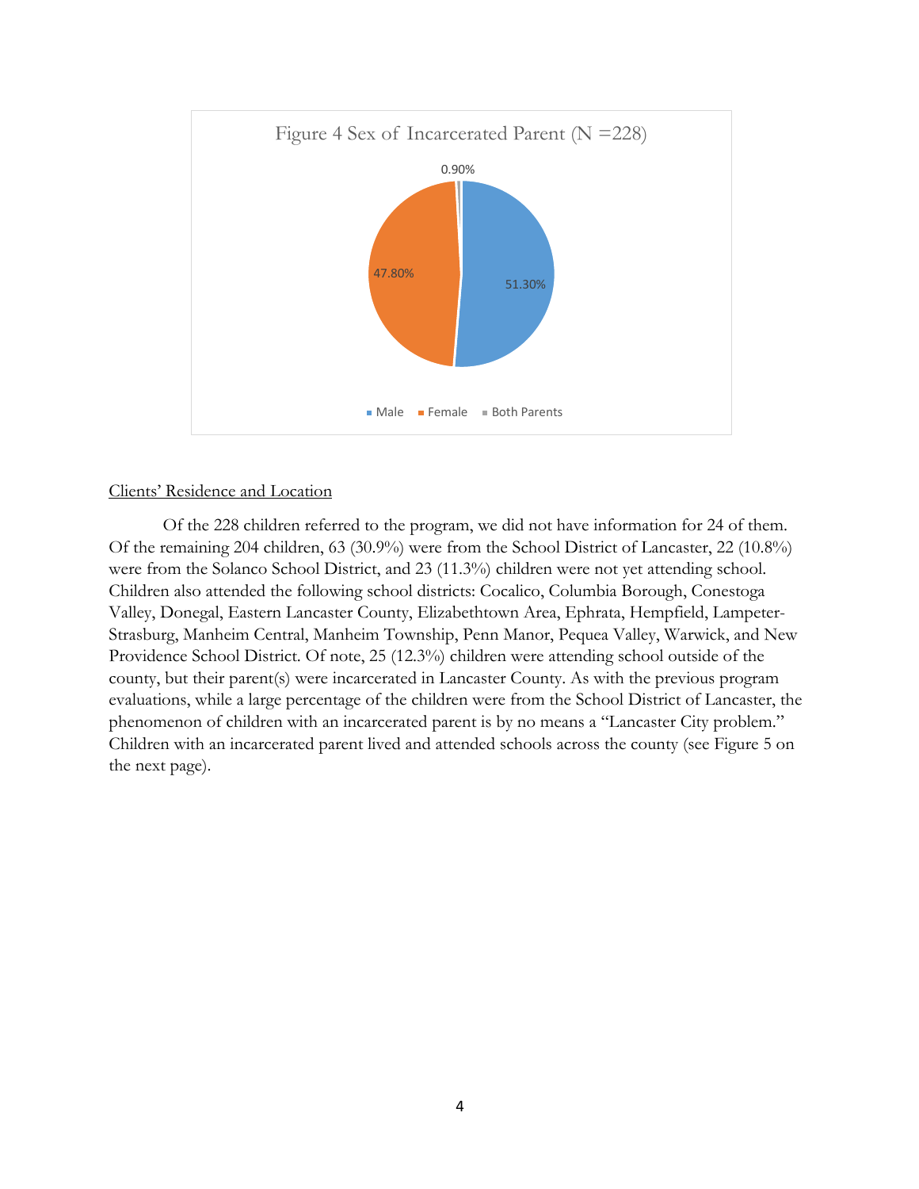Figure 4 Sex of Incarcerated Parent (N =228)

Male 51.30%, Female 47.80%, Both Parents 0.90%

Clients' Residence and Location

Of the 228 children referred to the program, we did not have information for 24 of them. Of the remaining 204 children, 63 (30.9%) were from the School District of Lancaster, 22 (10.8%) were from the Solanco School District, and 23 (11.3%) children were not yet attending school. Children also attended the following school districts: Cocalico, Columbia Borough, Conestoga Valley, Donegal, Eastern Lancaster County, Elizabethtown Area, Ephrata, Hempfield, Lampeter-Strasburg, Manheim Central, Manheim Township, Penn Manor, Pequea Valley, Warwick, and New Providence School District. Of note, 25 (12.3%) children were attending school outside of the county, but their parent(s) were incarcerated in Lancaster County. As with the previous program evaluations, while a large percentage of the children were from the School District of Lancaster, the phenomenon of children with an incarcerated parent is by no means a "Lancaster City problem." Children with an incarcerated parent lived and attended schools across the county (see Figure 5 on the next page).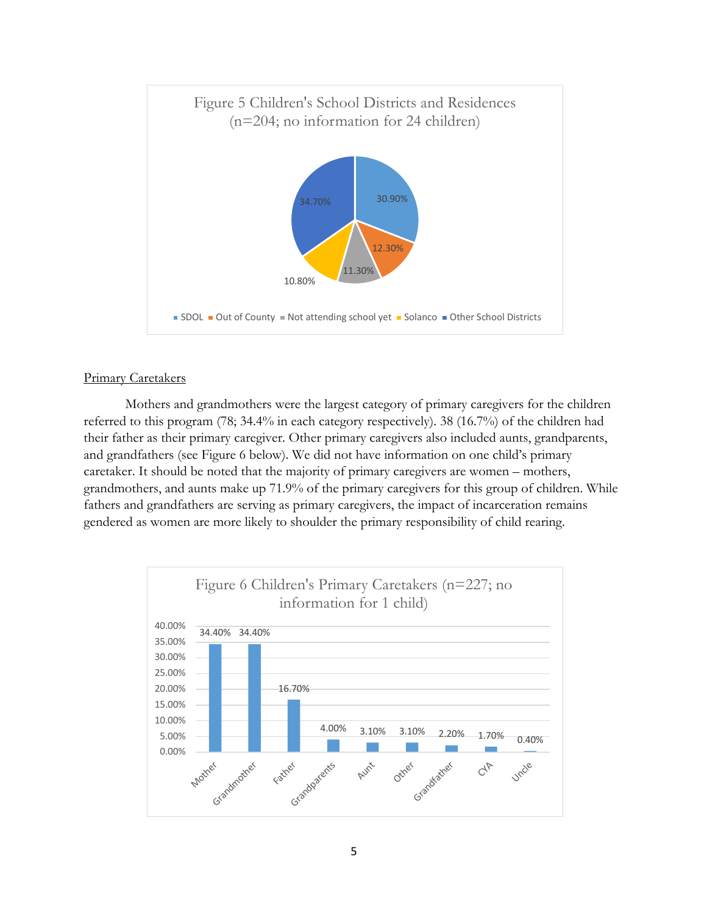Figure 5 Children's School Districts and Residences (n=204; no information for 24 children)

| Category | Percentage |
|---|---|
| SDOL | 30.90% |
| Out of County | 12.30% |
| Not attending school yet | 11.30% |
| Solanco | 10.80% |
| Other School Districts | 34.70% |

<u>Primary Caretakers</u>

Mothers and grandmothers were the largest category of primary caregivers for the children referred to this program (78; 34.4% in each category respectively). 38 (16.7%) of the children had their father as their primary caregiver. Other primary caregivers also included aunts, grandparents, and grandfathers (see Figure 6 below). We did not have information on one child's primary caretaker. It should be noted that the majority of primary caregivers are women – mothers, grandmothers, and aunts make up 71.9% of the primary caregivers for this group of children. While fathers and grandfathers are serving as primary caregivers, the impact of incarceration remains gendered as women are more likely to shoulder the primary responsibility of child rearing.

Figure 6 Children's Primary Caretakers (n=227; no information for 1 child)

| Caretaker | Percentage |
|---|---|
| Mother | 34.40% |
| Grandmother | 34.40% |
| Father | 16.70% |
| Grandparents | 4.00% |
| Aunt | 3.10% |
| Other | 3.10% |
| Grandfather | 2.20% |
| CYA | 1.70% |
| Uncle | 0.40% |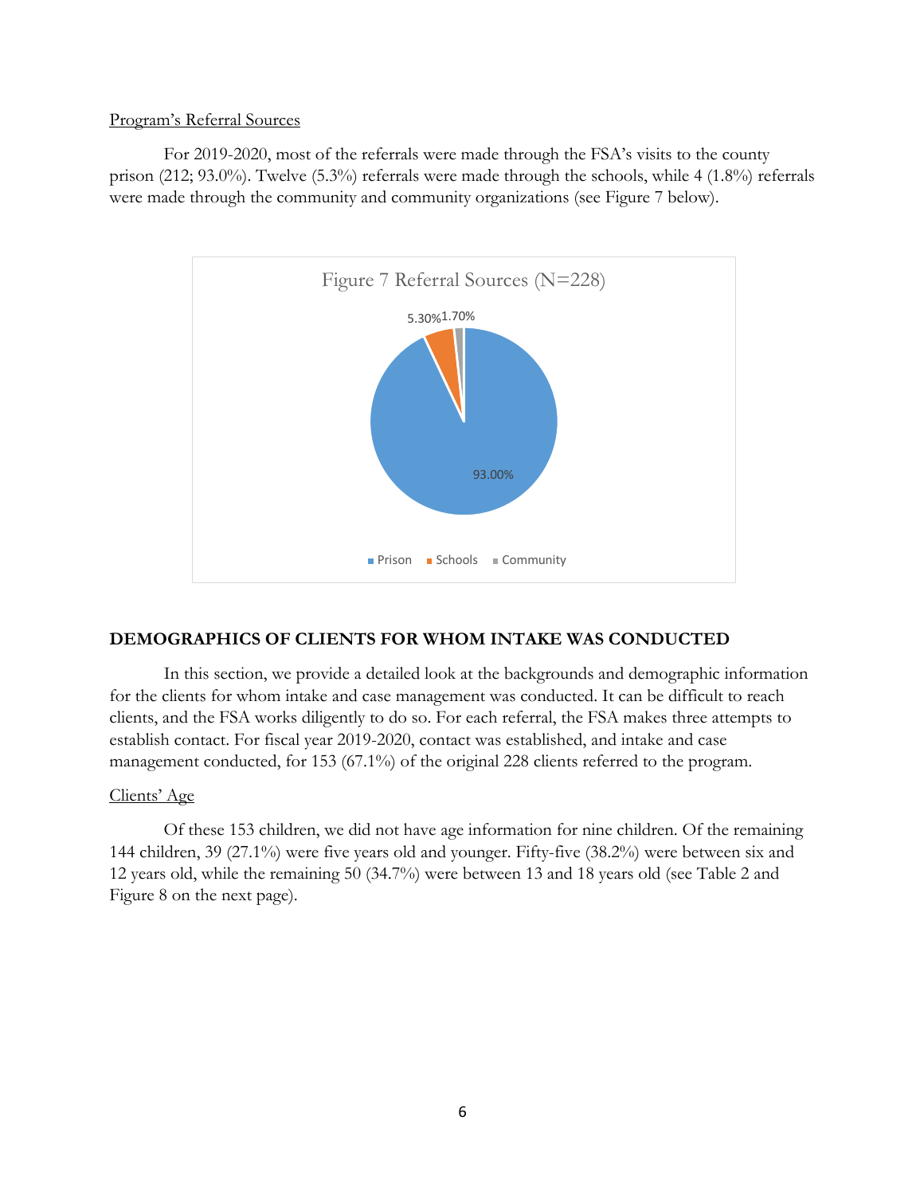Program's Referral Sources

For 2019-2020, most of the referrals were made through the FSA's visits to the county prison (212; 93.0%). Twelve (5.3%) referrals were made through the schools, while 4 (1.8%) referrals were made through the community and community organizations (see Figure 7 below).

Figure 7 Referral Sources (N=228)

| Source | Percentage |
|---|---|
| Prison | 93.00% |
| Schools | 5.30% |
| Community | 1.70% |

## DEMOGRAPHICS OF CLIENTS FOR WHOM INTAKE WAS CONDUCTED

In this section, we provide a detailed look at the backgrounds and demographic information for the clients for whom intake and case management was conducted. It can be difficult to reach clients, and the FSA works diligently to do so. For each referral, the FSA makes three attempts to establish contact. For fiscal year 2019-2020, contact was established, and intake and case management conducted, for 153 (67.1%) of the original 228 clients referred to the program.

Clients' Age

Of these 153 children, we did not have age information for nine children. Of the remaining 144 children, 39 (27.1%) were five years old and younger. Fifty-five (38.2%) were between six and 12 years old, while the remaining 50 (34.7%) were between 13 and 18 years old (see Table 2 and Figure 8 on the next page).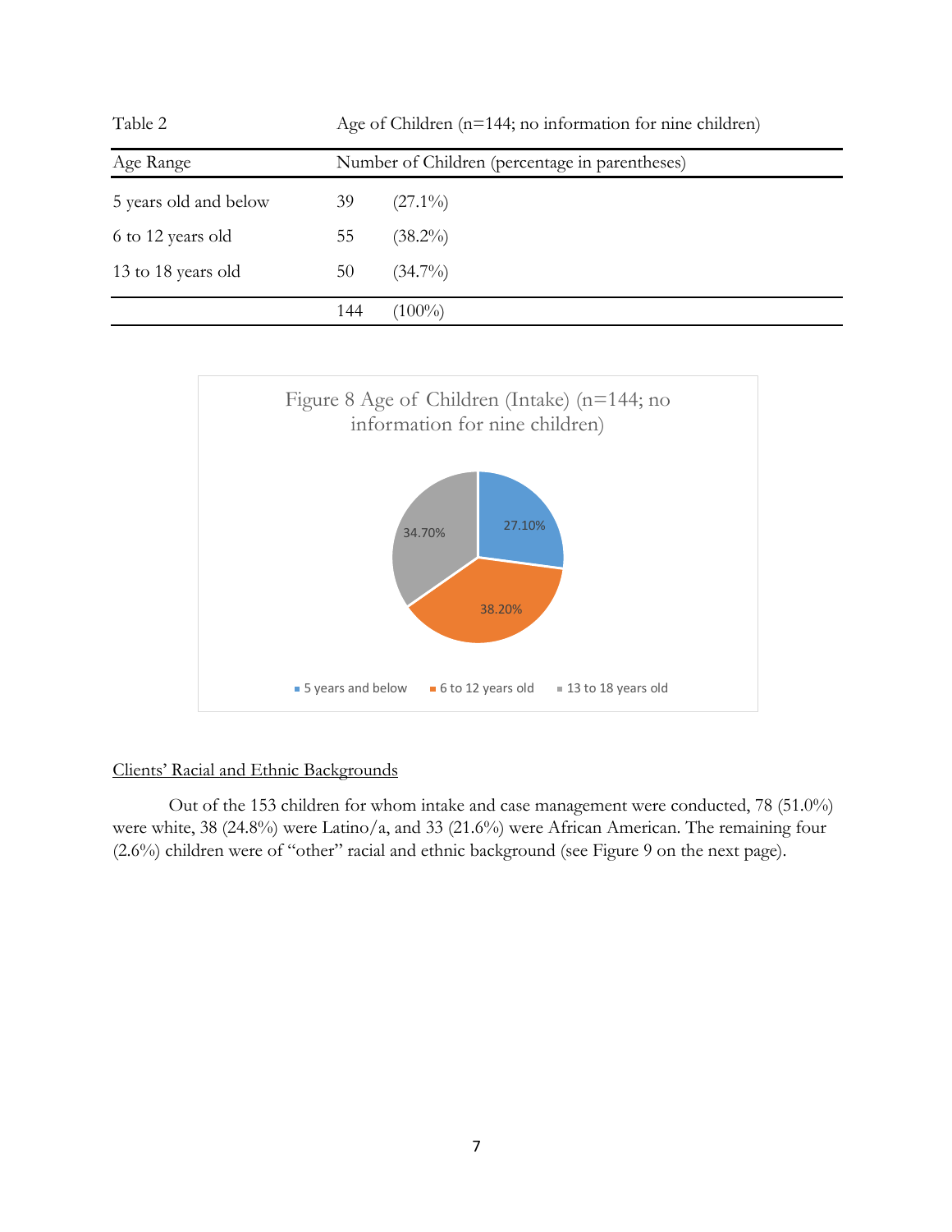Table 2 Age of Children (n=144; no information for nine children)

| Age Range | Number of Children (percentage in parentheses) | |
|---|---|---|
| 5 years old and below | 39 | (27.1%) |
| 6 to 12 years old | 55 | (38.2%) |
| 13 to 18 years old | 50 | (34.7%) |
| | 144 | (100%) |

Figure 8 Age of Children (Intake) (n=144; no information for nine children)

- 5 years and below: 27.10%
- 6 to 12 years old: 38.20%
- 13 to 18 years old: 34.70%

## Clients' Racial and Ethnic Backgrounds

Out of the 153 children for whom intake and case management were conducted, 78 (51.0%) were white, 38 (24.8%) were Latino/a, and 33 (21.6%) were African American. The remaining four (2.6%) children were of "other" racial and ethnic background (see Figure 9 on the next page).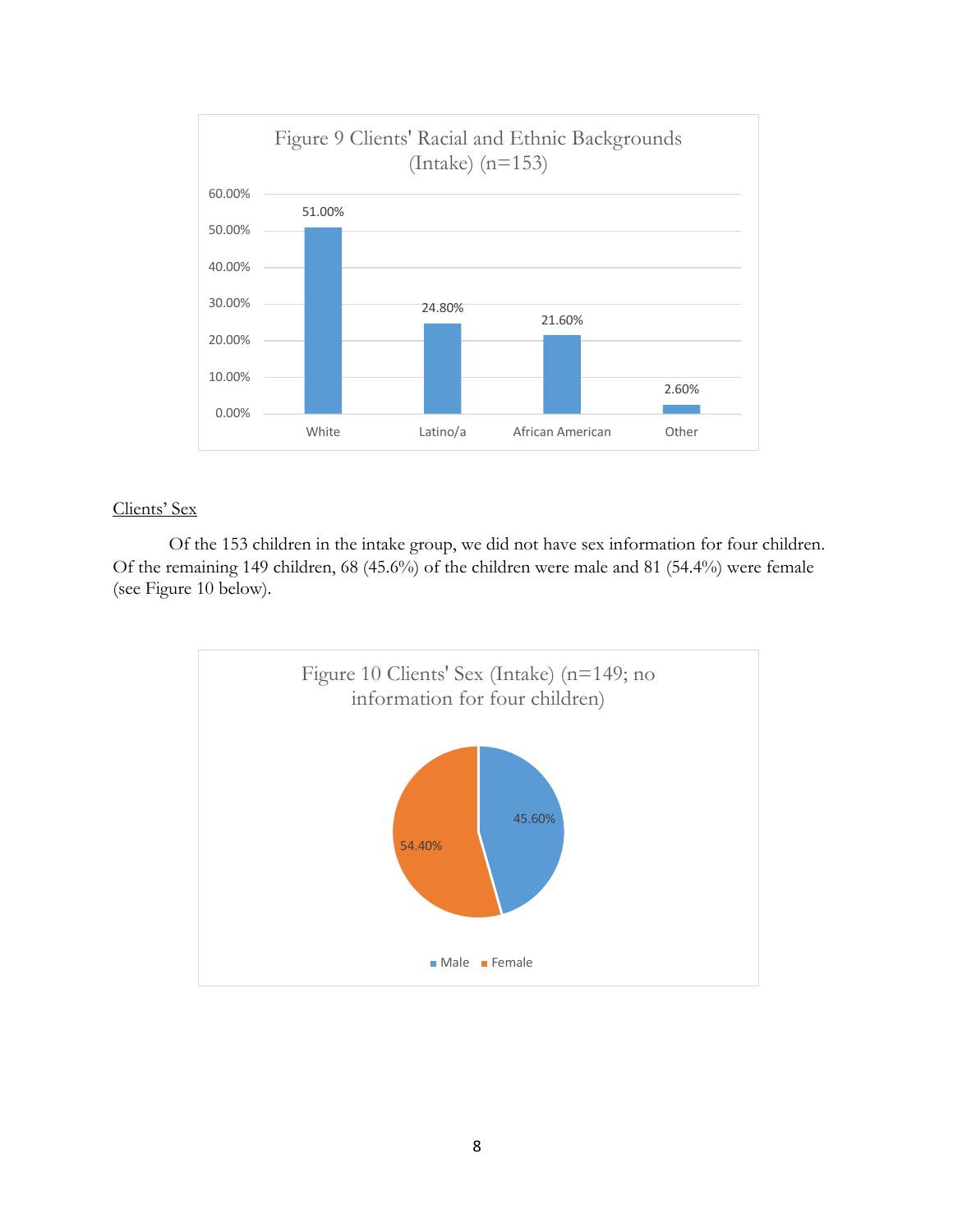Figure 9 Clients' Racial and Ethnic Backgrounds (Intake) (n=153)

| Race/Ethnicity | Percent |
| --- | --- |
| White | 51.00% |
| Latino/a | 24.80% |
| African American | 21.60% |
| Other | 2.60% |

<u>Clients' Sex</u>

Of the 153 children in the intake group, we did not have sex information for four children. Of the remaining 149 children, 68 (45.6%) of the children were male and 81 (54.4%) were female (see Figure 10 below).

Figure 10 Clients' Sex (Intake) (n=149; no information for four children)

| Sex | Percent |
| --- | --- |
| Male | 45.60% |
| Female | 54.40% |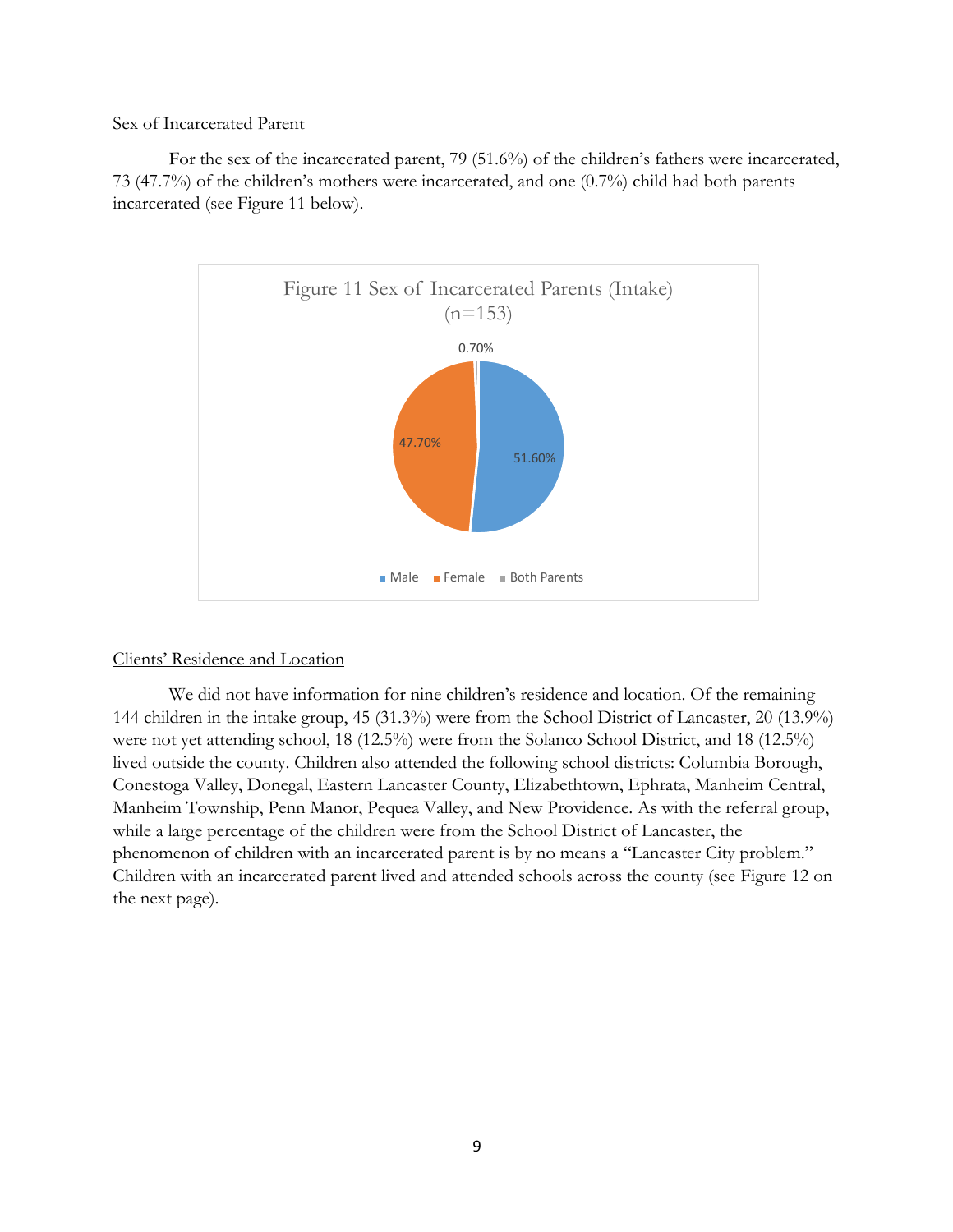<u>Sex of Incarcerated Parent</u>

For the sex of the incarcerated parent, 79 (51.6%) of the children's fathers were incarcerated, 73 (47.7%) of the children's mothers were incarcerated, and one (0.7%) child had both parents incarcerated (see Figure 11 below).

Figure 11 Sex of Incarcerated Parents (Intake) (n=153)

| Category | Percentage |
| --- | --- |
| Male | 51.60% |
| Female | 47.70% |
| Both Parents | 0.70% |

<u>Clients' Residence and Location</u>

We did not have information for nine children's residence and location. Of the remaining 144 children in the intake group, 45 (31.3%) were from the School District of Lancaster, 20 (13.9%) were not yet attending school, 18 (12.5%) were from the Solanco School District, and 18 (12.5%) lived outside the county. Children also attended the following school districts: Columbia Borough, Conestoga Valley, Donegal, Eastern Lancaster County, Elizabethtown, Ephrata, Manheim Central, Manheim Township, Penn Manor, Pequea Valley, and New Providence. As with the referral group, while a large percentage of the children were from the School District of Lancaster, the phenomenon of children with an incarcerated parent is by no means a "Lancaster City problem." Children with an incarcerated parent lived and attended schools across the county (see Figure 12 on the next page).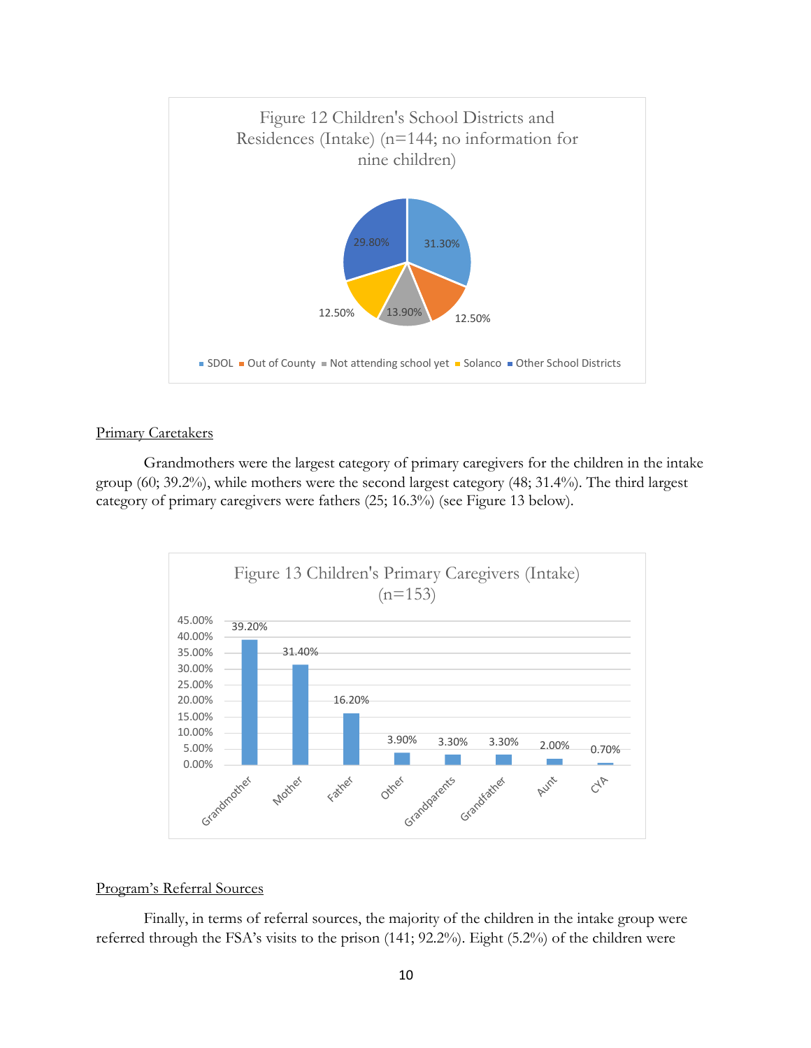Figure 12 Children's School Districts and Residences (Intake) (n=144; no information for nine children)

| Category | Percentage |
|---|---|
| SDOL | 31.30% |
| Out of County | 12.50% |
| Not attending school yet | 13.90% |
| Solanco | 12.50% |
| Other School Districts | 29.80% |

<u>Primary Caretakers</u>

Grandmothers were the largest category of primary caregivers for the children in the intake group (60; 39.2%), while mothers were the second largest category (48; 31.4%). The third largest category of primary caregivers were fathers (25; 16.3%) (see Figure 13 below).

Figure 13 Children's Primary Caregivers (Intake) (n=153)

| Caregiver | Percentage |
|---|---|
| Grandmother | 39.20% |
| Mother | 31.40% |
| Father | 16.20% |
| Other | 3.90% |
| Grandparents | 3.30% |
| Grandfather | 3.30% |
| Aunt | 2.00% |
| CYA | 0.70% |

<u>Program's Referral Sources</u>

Finally, in terms of referral sources, the majority of the children in the intake group were referred through the FSA's visits to the prison (141; 92.2%). Eight (5.2%) of the children were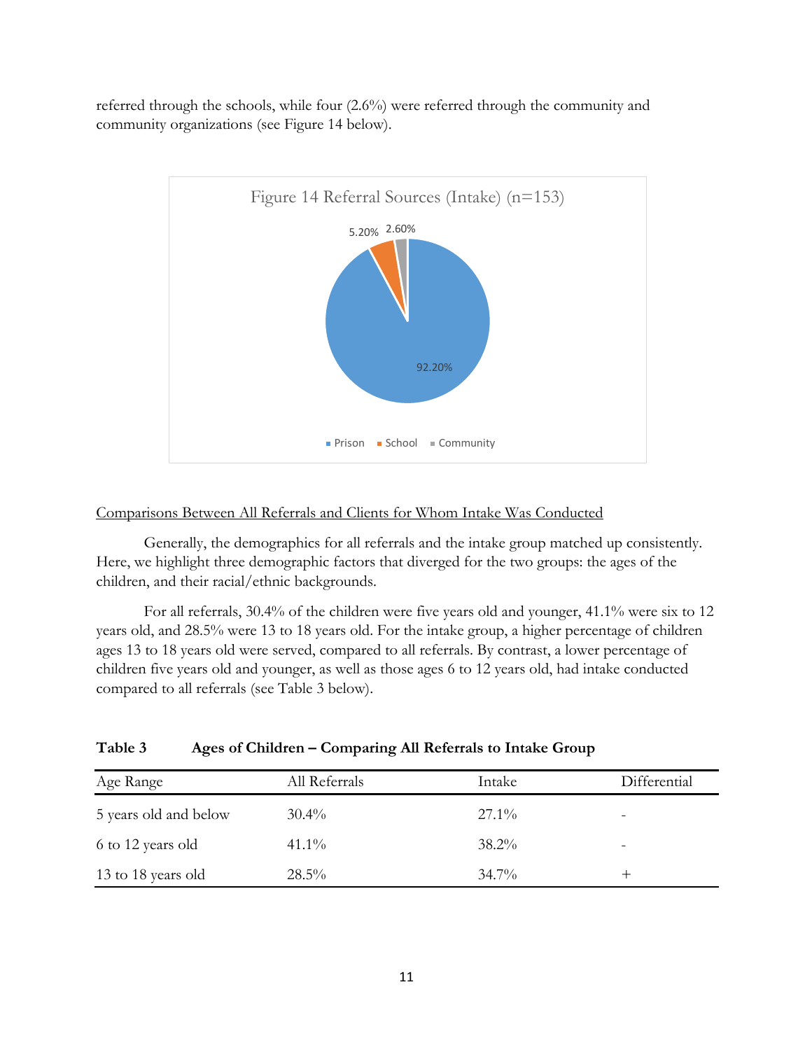referred through the schools, while four (2.6%) were referred through the community and community organizations (see Figure 14 below).

Figure 14 Referral Sources (Intake) (n=153)

92.20%, 5.20%, 2.60%

Prison, School, Community

Comparisons Between All Referrals and Clients for Whom Intake Was Conducted

Generally, the demographics for all referrals and the intake group matched up consistently. Here, we highlight three demographic factors that diverged for the two groups: the ages of the children, and their racial/ethnic backgrounds.

For all referrals, 30.4% of the children were five years old and younger, 41.1% were six to 12 years old, and 28.5% were 13 to 18 years old. For the intake group, a higher percentage of children ages 13 to 18 years old were served, compared to all referrals. By contrast, a lower percentage of children five years old and younger, as well as those ages 6 to 12 years old, had intake conducted compared to all referrals (see Table 3 below).

**Table 3 Ages of Children – Comparing All Referrals to Intake Group**

| Age Range | All Referrals | Intake | Differential |
|---|---|---|---|
| 5 years old and below | 30.4% | 27.1% | - |
| 6 to 12 years old | 41.1% | 38.2% | - |
| 13 to 18 years old | 28.5% | 34.7% | + |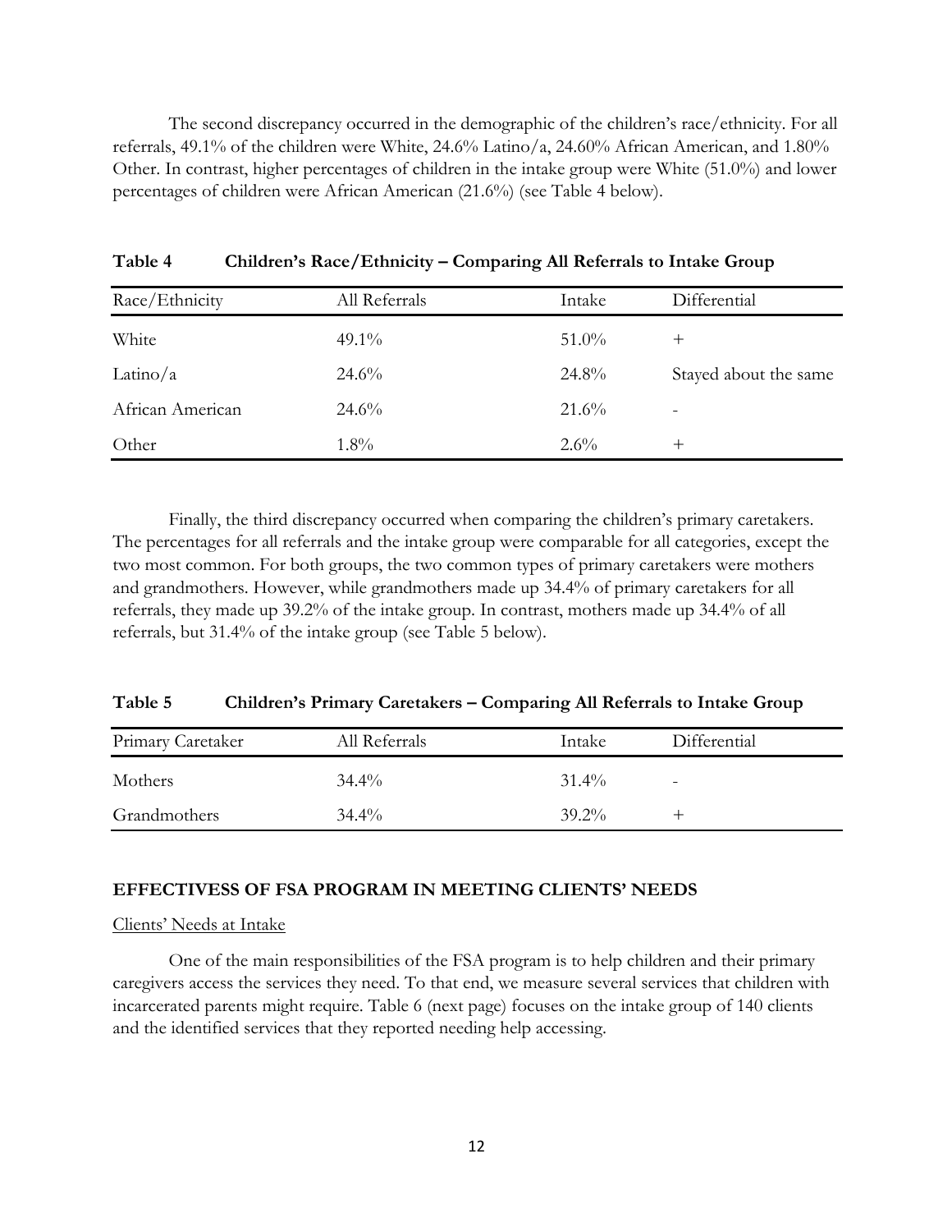The second discrepancy occurred in the demographic of the children's race/ethnicity. For all referrals, 49.1% of the children were White, 24.6% Latino/a, 24.60% African American, and 1.80% Other. In contrast, higher percentages of children in the intake group were White (51.0%) and lower percentages of children were African American (21.6%) (see Table 4 below).

**Table 4 Children's Race/Ethnicity – Comparing All Referrals to Intake Group**

| Race/Ethnicity | All Referrals | Intake | Differential |
|---|---|---|---|
| White | 49.1% | 51.0% | + |
| Latino/a | 24.6% | 24.8% | Stayed about the same |
| African American | 24.6% | 21.6% | - |
| Other | 1.8% | 2.6% | + |

Finally, the third discrepancy occurred when comparing the children's primary caretakers. The percentages for all referrals and the intake group were comparable for all categories, except the two most common. For both groups, the two common types of primary caretakers were mothers and grandmothers. However, while grandmothers made up 34.4% of primary caretakers for all referrals, they made up 39.2% of the intake group. In contrast, mothers made up 34.4% of all referrals, but 31.4% of the intake group (see Table 5 below).

**Table 5 Children's Primary Caretakers – Comparing All Referrals to Intake Group**

| Primary Caretaker | All Referrals | Intake | Differential |
|---|---|---|---|
| Mothers | 34.4% | 31.4% | - |
| Grandmothers | 34.4% | 39.2% | + |

**EFFECTIVESS OF FSA PROGRAM IN MEETING CLIENTS' NEEDS**

Clients' Needs at Intake

One of the main responsibilities of the FSA program is to help children and their primary caregivers access the services they need. To that end, we measure several services that children with incarcerated parents might require. Table 6 (next page) focuses on the intake group of 140 clients and the identified services that they reported needing help accessing.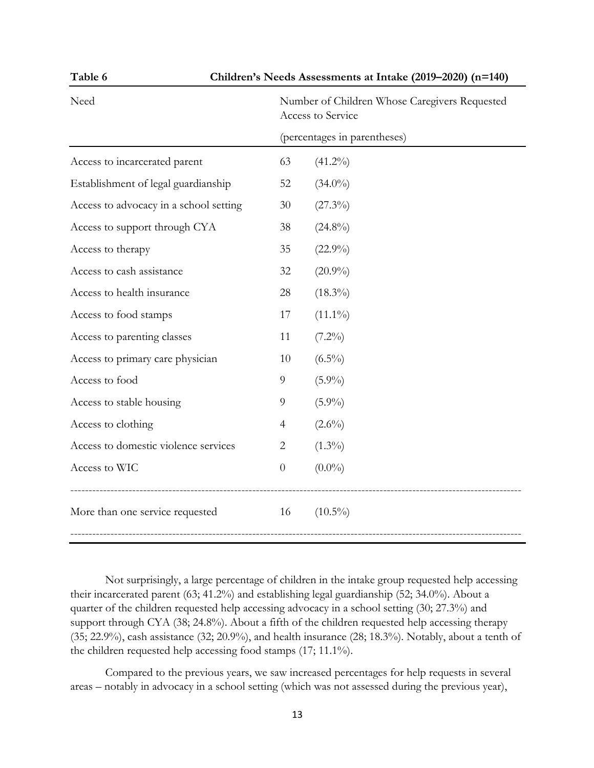**Table 6** **Children's Needs Assessments at Intake (2019–2020) (n=140)**

| Need | Number of Children Whose Caregivers Requested Access to Service (percentages in parentheses) | |
|---|---|---|
| Access to incarcerated parent | 63 | (41.2%) |
| Establishment of legal guardianship | 52 | (34.0%) |
| Access to advocacy in a school setting | 30 | (27.3%) |
| Access to support through CYA | 38 | (24.8%) |
| Access to therapy | 35 | (22.9%) |
| Access to cash assistance | 32 | (20.9%) |
| Access to health insurance | 28 | (18.3%) |
| Access to food stamps | 17 | (11.1%) |
| Access to parenting classes | 11 | (7.2%) |
| Access to primary care physician | 10 | (6.5%) |
| Access to food | 9 | (5.9%) |
| Access to stable housing | 9 | (5.9%) |
| Access to clothing | 4 | (2.6%) |
| Access to domestic violence services | 2 | (1.3%) |
| Access to WIC | 0 | (0.0%) |
| More than one service requested | 16 | (10.5%) |

Not surprisingly, a large percentage of children in the intake group requested help accessing their incarcerated parent (63; 41.2%) and establishing legal guardianship (52; 34.0%). About a quarter of the children requested help accessing advocacy in a school setting (30; 27.3%) and support through CYA (38; 24.8%). About a fifth of the children requested help accessing therapy (35; 22.9%), cash assistance (32; 20.9%), and health insurance (28; 18.3%). Notably, about a tenth of the children requested help accessing food stamps (17; 11.1%).

Compared to the previous years, we saw increased percentages for help requests in several areas – notably in advocacy in a school setting (which was not assessed during the previous year),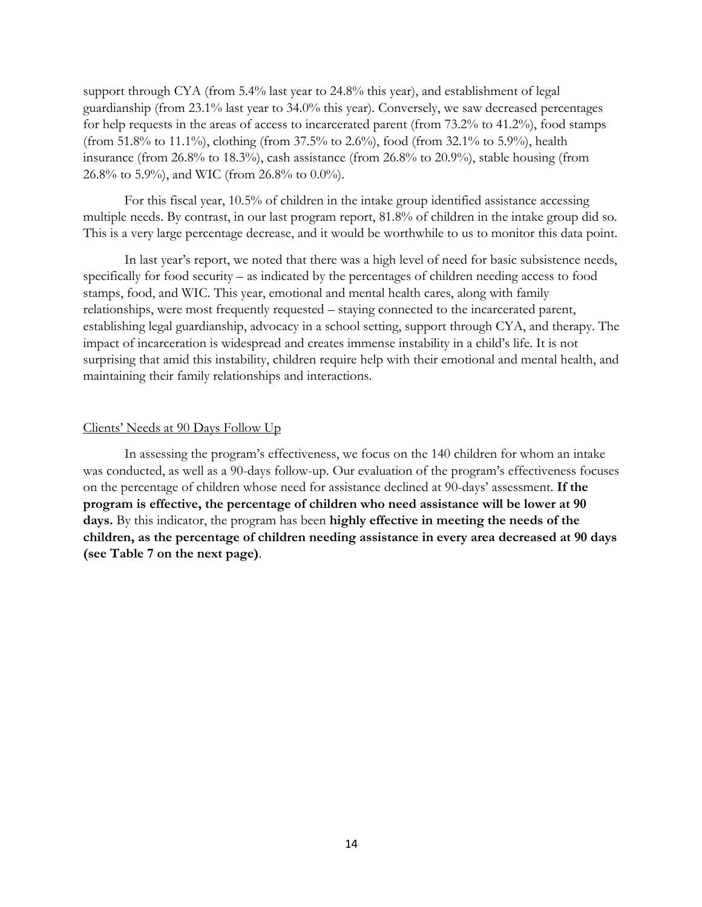support through CYA (from 5.4% last year to 24.8% this year), and establishment of legal guardianship (from 23.1% last year to 34.0% this year). Conversely, we saw decreased percentages for help requests in the areas of access to incarcerated parent (from 73.2% to 41.2%), food stamps (from 51.8% to 11.1%), clothing (from 37.5% to 2.6%), food (from 32.1% to 5.9%), health insurance (from 26.8% to 18.3%), cash assistance (from 26.8% to 20.9%), stable housing (from 26.8% to 5.9%), and WIC (from 26.8% to 0.0%).

For this fiscal year, 10.5% of children in the intake group identified assistance accessing multiple needs. By contrast, in our last program report, 81.8% of children in the intake group did so. This is a very large percentage decrease, and it would be worthwhile to us to monitor this data point.

In last year's report, we noted that there was a high level of need for basic subsistence needs, specifically for food security – as indicated by the percentages of children needing access to food stamps, food, and WIC. This year, emotional and mental health cares, along with family relationships, were most frequently requested – staying connected to the incarcerated parent, establishing legal guardianship, advocacy in a school setting, support through CYA, and therapy. The impact of incarceration is widespread and creates immense instability in a child's life. It is not surprising that amid this instability, children require help with their emotional and mental health, and maintaining their family relationships and interactions.

## Clients' Needs at 90 Days Follow Up

In assessing the program's effectiveness, we focus on the 140 children for whom an intake was conducted, as well as a 90-days follow-up. Our evaluation of the program's effectiveness focuses on the percentage of children whose need for assistance declined at 90-days' assessment. **If the program is effective, the percentage of children who need assistance will be lower at 90 days.** By this indicator, the program has been **highly effective in meeting the needs of the children, as the percentage of children needing assistance in every area decreased at 90 days (see Table 7 on the next page)**.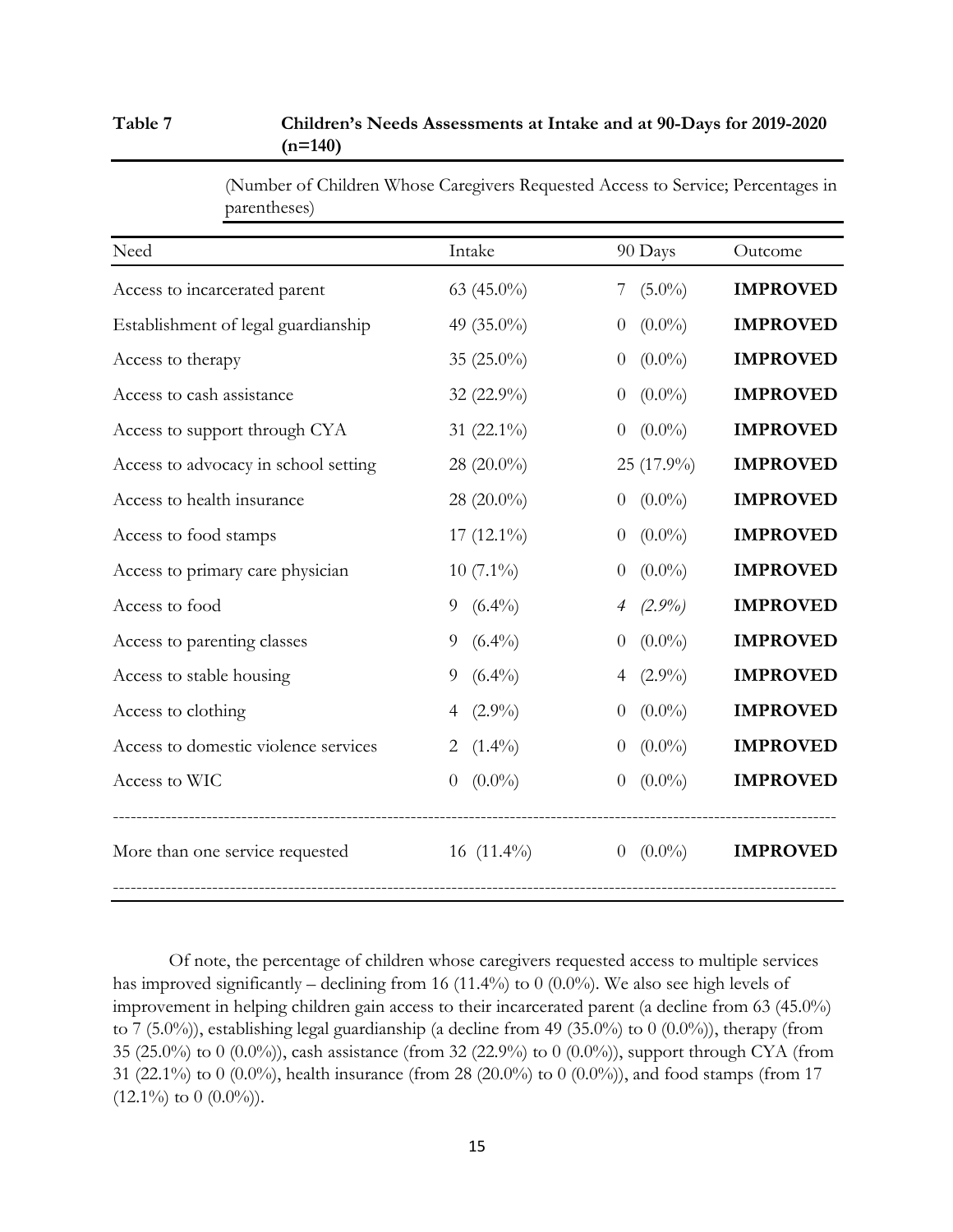**Table 7** **Children's Needs Assessments at Intake and at 90-Days for 2019-2020 (n=140)**

(Number of Children Whose Caregivers Requested Access to Service; Percentages in parentheses)

| Need | Intake | 90 Days | Outcome |
|---|---|---|---|
| Access to incarcerated parent | 63 (45.0%) | 7 (5.0%) | **IMPROVED** |
| Establishment of legal guardianship | 49 (35.0%) | 0 (0.0%) | **IMPROVED** |
| Access to therapy | 35 (25.0%) | 0 (0.0%) | **IMPROVED** |
| Access to cash assistance | 32 (22.9%) | 0 (0.0%) | **IMPROVED** |
| Access to support through CYA | 31 (22.1%) | 0 (0.0%) | **IMPROVED** |
| Access to advocacy in school setting | 28 (20.0%) | 25 (17.9%) | **IMPROVED** |
| Access to health insurance | 28 (20.0%) | 0 (0.0%) | **IMPROVED** |
| Access to food stamps | 17 (12.1%) | 0 (0.0%) | **IMPROVED** |
| Access to primary care physician | 10 (7.1%) | 0 (0.0%) | **IMPROVED** |
| Access to food | 9 (6.4%) | *4 (2.9%)* | **IMPROVED** |
| Access to parenting classes | 9 (6.4%) | 0 (0.0%) | **IMPROVED** |
| Access to stable housing | 9 (6.4%) | 4 (2.9%) | **IMPROVED** |
| Access to clothing | 4 (2.9%) | 0 (0.0%) | **IMPROVED** |
| Access to domestic violence services | 2 (1.4%) | 0 (0.0%) | **IMPROVED** |
| Access to WIC | 0 (0.0%) | 0 (0.0%) | **IMPROVED** |
| More than one service requested | 16 (11.4%) | 0 (0.0%) | **IMPROVED** |

Of note, the percentage of children whose caregivers requested access to multiple services has improved significantly – declining from 16 (11.4%) to 0 (0.0%). We also see high levels of improvement in helping children gain access to their incarcerated parent (a decline from 63 (45.0%) to 7 (5.0%)), establishing legal guardianship (a decline from 49 (35.0%) to 0 (0.0%)), therapy (from 35 (25.0%) to 0 (0.0%)), cash assistance (from 32 (22.9%) to 0 (0.0%)), support through CYA (from 31 (22.1%) to 0 (0.0%), health insurance (from 28 (20.0%) to 0 (0.0%)), and food stamps (from 17 (12.1%) to 0 (0.0%)).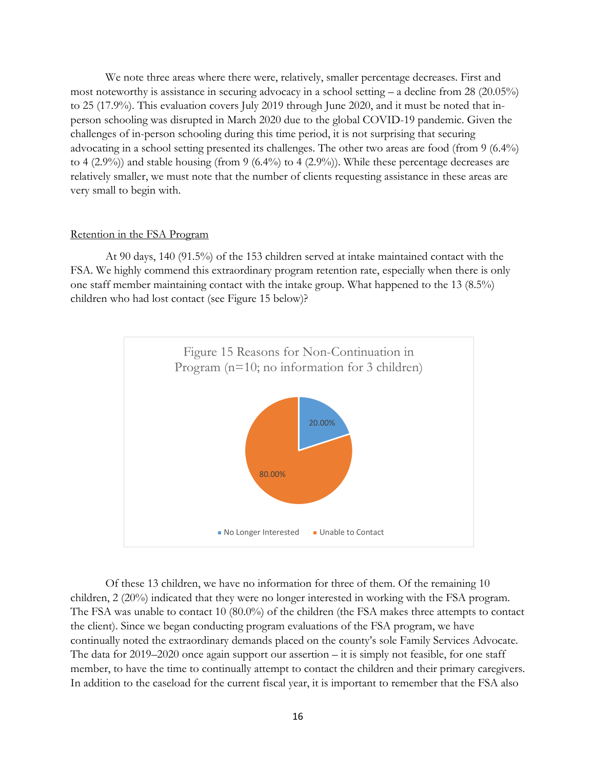We note three areas where there were, relatively, smaller percentage decreases. First and most noteworthy is assistance in securing advocacy in a school setting – a decline from 28 (20.05%) to 25 (17.9%). This evaluation covers July 2019 through June 2020, and it must be noted that in-person schooling was disrupted in March 2020 due to the global COVID-19 pandemic. Given the challenges of in-person schooling during this time period, it is not surprising that securing advocating in a school setting presented its challenges. The other two areas are food (from 9 (6.4%) to 4 (2.9%)) and stable housing (from 9 (6.4%) to 4 (2.9%)). While these percentage decreases are relatively smaller, we must note that the number of clients requesting assistance in these areas are very small to begin with.

Retention in the FSA Program

At 90 days, 140 (91.5%) of the 153 children served at intake maintained contact with the FSA. We highly commend this extraordinary program retention rate, especially when there is only one staff member maintaining contact with the intake group. What happened to the 13 (8.5%) children who had lost contact (see Figure 15 below)?

Figure 15 Reasons for Non-Continuation in Program (n=10; no information for 3 children)

| Reason | Percentage |
|---|---|
| No Longer Interested | 20.00% |
| Unable to Contact | 80.00% |

Of these 13 children, we have no information for three of them. Of the remaining 10 children, 2 (20%) indicated that they were no longer interested in working with the FSA program. The FSA was unable to contact 10 (80.0%) of the children (the FSA makes three attempts to contact the client). Since we began conducting program evaluations of the FSA program, we have continually noted the extraordinary demands placed on the county's sole Family Services Advocate. The data for 2019–2020 once again support our assertion – it is simply not feasible, for one staff member, to have the time to continually attempt to contact the children and their primary caregivers. In addition to the caseload for the current fiscal year, it is important to remember that the FSA also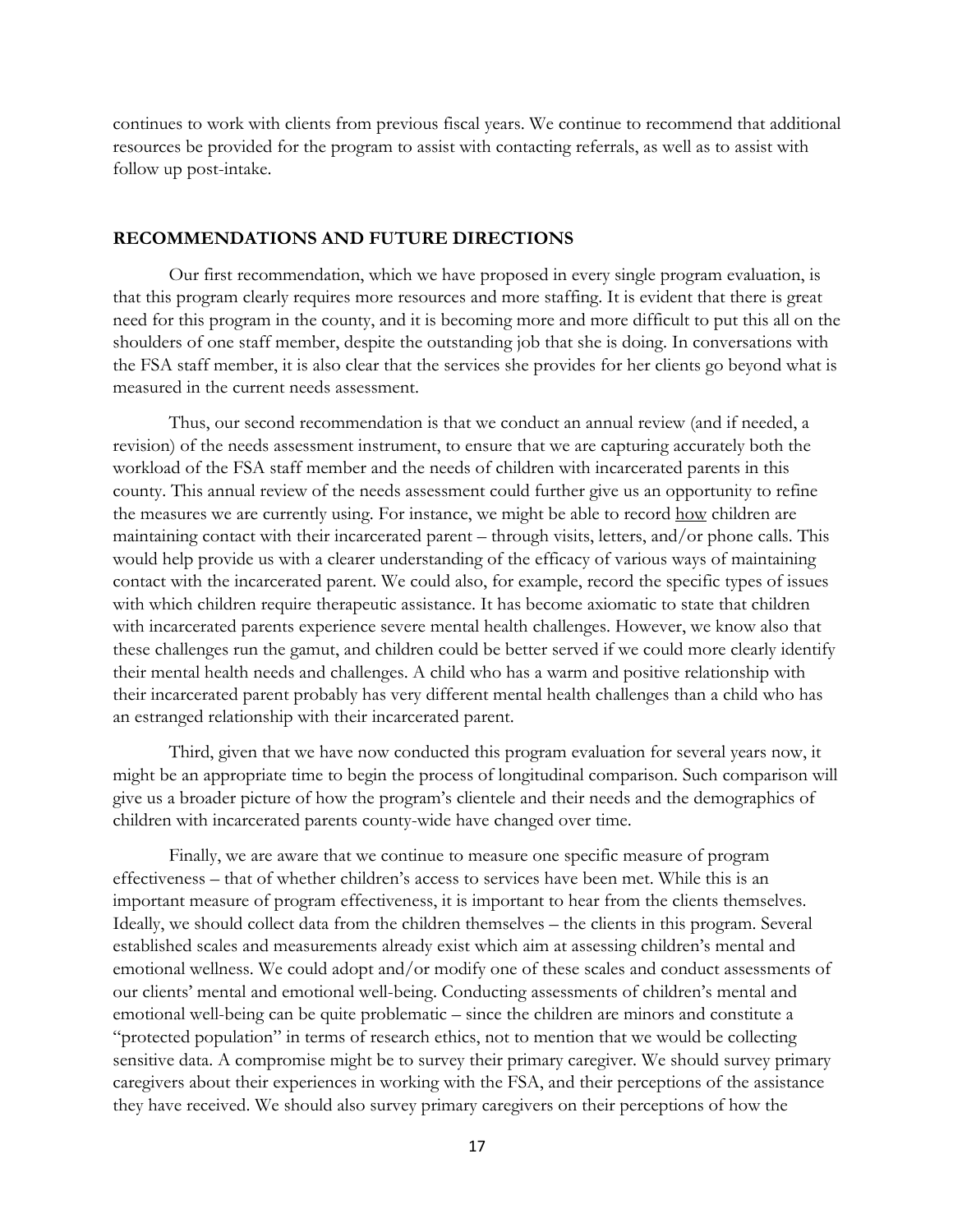continues to work with clients from previous fiscal years. We continue to recommend that additional resources be provided for the program to assist with contacting referrals, as well as to assist with follow up post-intake.

## RECOMMENDATIONS AND FUTURE DIRECTIONS

Our first recommendation, which we have proposed in every single program evaluation, is that this program clearly requires more resources and more staffing. It is evident that there is great need for this program in the county, and it is becoming more and more difficult to put this all on the shoulders of one staff member, despite the outstanding job that she is doing. In conversations with the FSA staff member, it is also clear that the services she provides for her clients go beyond what is measured in the current needs assessment.

Thus, our second recommendation is that we conduct an annual review (and if needed, a revision) of the needs assessment instrument, to ensure that we are capturing accurately both the workload of the FSA staff member and the needs of children with incarcerated parents in this county. This annual review of the needs assessment could further give us an opportunity to refine the measures we are currently using. For instance, we might be able to record <u>how</u> children are maintaining contact with their incarcerated parent – through visits, letters, and/or phone calls. This would help provide us with a clearer understanding of the efficacy of various ways of maintaining contact with the incarcerated parent. We could also, for example, record the specific types of issues with which children require therapeutic assistance. It has become axiomatic to state that children with incarcerated parents experience severe mental health challenges. However, we know also that these challenges run the gamut, and children could be better served if we could more clearly identify their mental health needs and challenges. A child who has a warm and positive relationship with their incarcerated parent probably has very different mental health challenges than a child who has an estranged relationship with their incarcerated parent.

Third, given that we have now conducted this program evaluation for several years now, it might be an appropriate time to begin the process of longitudinal comparison. Such comparison will give us a broader picture of how the program's clientele and their needs and the demographics of children with incarcerated parents county-wide have changed over time.

Finally, we are aware that we continue to measure one specific measure of program effectiveness – that of whether children's access to services have been met. While this is an important measure of program effectiveness, it is important to hear from the clients themselves. Ideally, we should collect data from the children themselves – the clients in this program. Several established scales and measurements already exist which aim at assessing children's mental and emotional wellness. We could adopt and/or modify one of these scales and conduct assessments of our clients' mental and emotional well-being. Conducting assessments of children's mental and emotional well-being can be quite problematic – since the children are minors and constitute a "protected population" in terms of research ethics, not to mention that we would be collecting sensitive data. A compromise might be to survey their primary caregiver. We should survey primary caregivers about their experiences in working with the FSA, and their perceptions of the assistance they have received. We should also survey primary caregivers on their perceptions of how the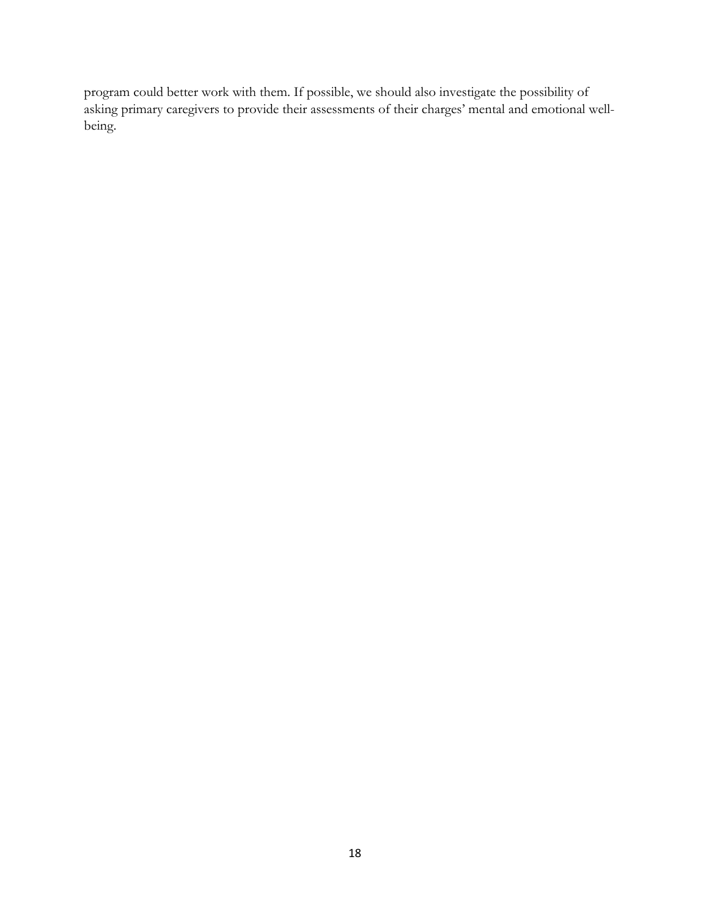program could better work with them. If possible, we should also investigate the possibility of asking primary caregivers to provide their assessments of their charges' mental and emotional well-being.